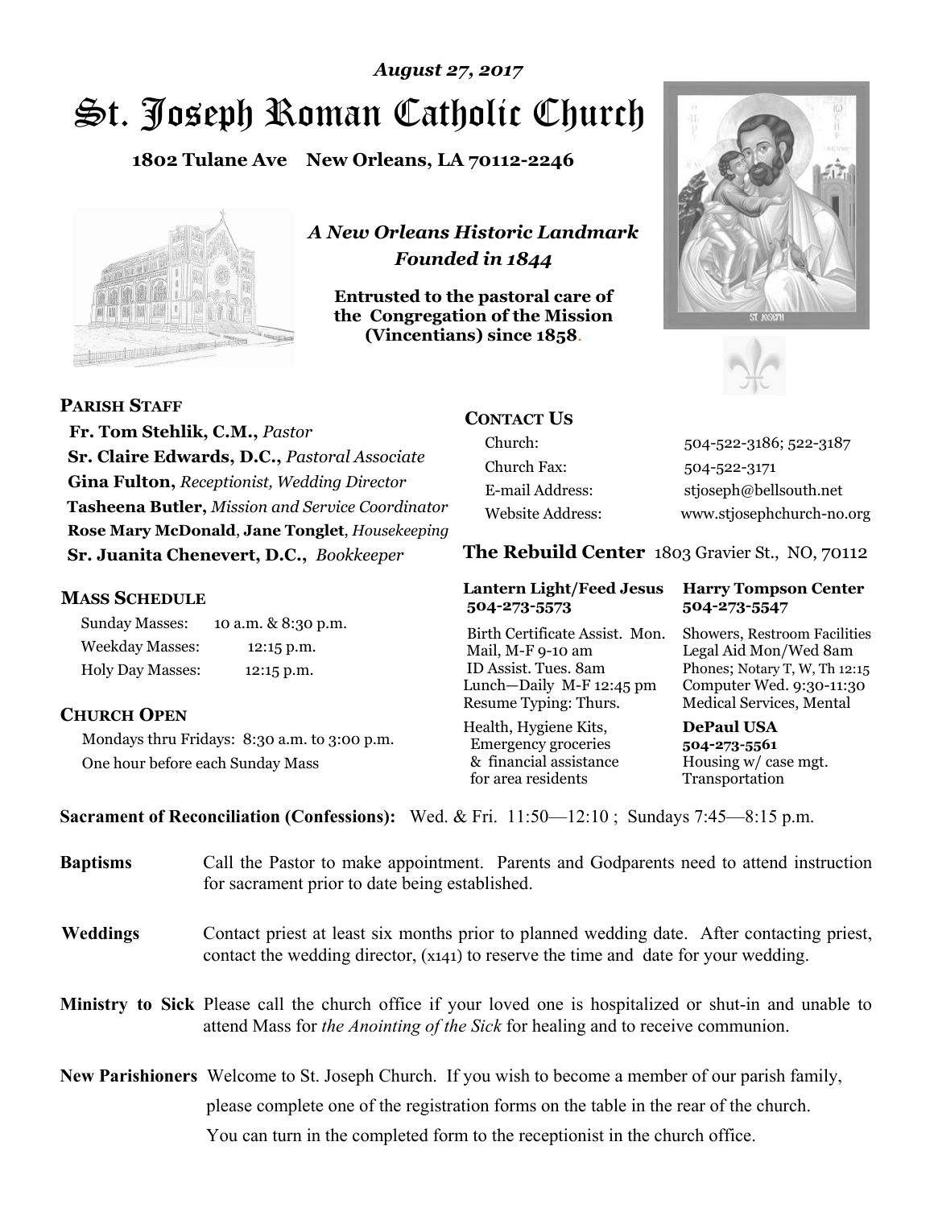*August 27, 2017*

# St. Joseph Roman Catholic Church

**1802 Tulane Ave New Orleans, LA 70112-2246**

***A New Orleans Historic Landmark***
***Founded in 1844***

**Entrusted to the pastoral care of the Congregation of the Mission (Vincentians) since 1858.**

## PARISH STAFF

**Fr. Tom Stehlik, C.M.,** *Pastor*
**Sr. Claire Edwards, D.C.,** *Pastoral Associate*
**Gina Fulton,** *Receptionist, Wedding Director*
**Tasheena Butler,** *Mission and Service Coordinator*
**Rose Mary McDonald**, **Jane Tonglet**, *Housekeeping*
**Sr. Juanita Chenevert, D.C.,** *Bookkeeper*

## MASS SCHEDULE

| | |
|---|---|
| Sunday Masses: | 10 a.m. & 8:30 p.m. |
| Weekday Masses: | 12:15 p.m. |
| Holy Day Masses: | 12:15 p.m. |

## CHURCH OPEN

Mondays thru Fridays: 8:30 a.m. to 3:00 p.m.
One hour before each Sunday Mass

## CONTACT US

| | |
|---|---|
| Church: | 504-522-3186; 522-3187 |
| Church Fax: | 504-522-3171 |
| E-mail Address: | stjoseph@bellsouth.net |
| Website Address: | www.stjosephchurch-no.org |

## The Rebuild Center 1803 Gravier St., NO, 70112

**Lantern Light/Feed Jesus**
**504-273-5573**

Birth Certificate Assist. Mon.
Mail, M-F 9-10 am
ID Assist. Tues. 8am
Lunch—Daily M-F 12:45 pm
Resume Typing: Thurs.

Health, Hygiene Kits, Emergency groceries & financial assistance for area residents

**Harry Tompson Center**
**504-273-5547**

Showers, Restroom Facilities
Legal Aid Mon/Wed 8am
Phones; Notary T, W, Th 12:15
Computer Wed. 9:30-11:30
Medical Services, Mental

**DePaul USA**
**504-273-5561**
Housing w/ case mgt.
Transportation

**Sacrament of Reconciliation (Confessions):** Wed. & Fri. 11:50—12:10 ; Sundays 7:45—8:15 p.m.

**Baptisms** Call the Pastor to make appointment. Parents and Godparents need to attend instruction for sacrament prior to date being established.

**Weddings** Contact priest at least six months prior to planned wedding date. After contacting priest, contact the wedding director, (x141) to reserve the time and date for your wedding.

**Ministry to Sick** Please call the church office if your loved one is hospitalized or shut-in and unable to attend Mass for *the Anointing of the Sick* for healing and to receive communion.

**New Parishioners** Welcome to St. Joseph Church. If you wish to become a member of our parish family, please complete one of the registration forms on the table in the rear of the church. You can turn in the completed form to the receptionist in the church office.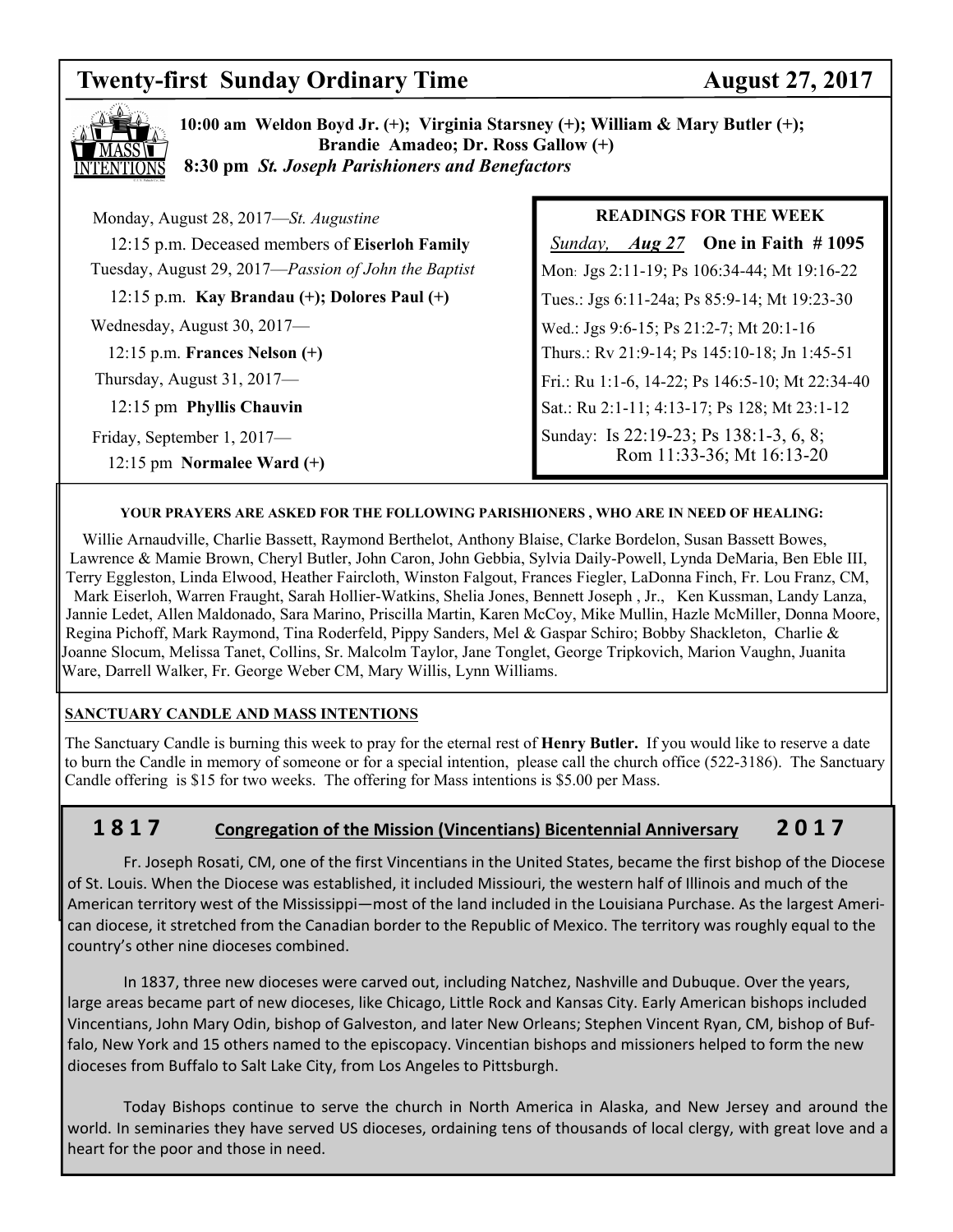# Twenty-first Sunday Ordinary Time — August 27, 2017

**10:00 am Weldon Boyd Jr. (+); Virginia Starsney (+); William & Mary Butler (+); Brandie Amadeo; Dr. Ross Gallow (+)**

**8:30 pm *St. Joseph Parishioners and Benefactors***

Monday, August 28, 2017—*St. Augustine*

12:15 p.m. Deceased members of **Eiserloh Family**

Tuesday, August 29, 2017—*Passion of John the Baptist*

12:15 p.m. **Kay Brandau (+); Dolores Paul (+)**

Wednesday, August 30, 2017—

12:15 p.m. **Frances Nelson (+)**

Thursday, August 31, 2017—

12:15 pm **Phyllis Chauvin**

Friday, September 1, 2017—

12:15 pm **Normalee Ward (+)**

**READINGS FOR THE WEEK**

*Sunday, **Aug 27*** **One in Faith # 1095**

Mon: Jgs 2:11-19; Ps 106:34-44; Mt 19:16-22

Tues.: Jgs 6:11-24a; Ps 85:9-14; Mt 19:23-30

Wed.: Jgs 9:6-15; Ps 21:2-7; Mt 20:1-16

Thurs.: Rv 21:9-14; Ps 145:10-18; Jn 1:45-51

Fri.: Ru 1:1-6, 14-22; Ps 146:5-10; Mt 22:34-40

Sat.: Ru 2:1-11; 4:13-17; Ps 128; Mt 23:1-12

Sunday: Is 22:19-23; Ps 138:1-3, 6, 8; Rom 11:33-36; Mt 16:13-20

**YOUR PRAYERS ARE ASKED FOR THE FOLLOWING PARISHIONERS , WHO ARE IN NEED OF HEALING:**

Willie Arnaudville, Charlie Bassett, Raymond Berthelot, Anthony Blaise, Clarke Bordelon, Susan Bassett Bowes, Lawrence & Mamie Brown, Cheryl Butler, John Caron, John Gebbia, Sylvia Daily-Powell, Lynda DeMaria, Ben Eble III, Terry Eggleston, Linda Elwood, Heather Faircloth, Winston Falgout, Frances Fiegler, LaDonna Finch, Fr. Lou Franz, CM, Mark Eiserloh, Warren Fraught, Sarah Hollier-Watkins, Shelia Jones, Bennett Joseph , Jr., Ken Kussman, Landy Lanza, Jannie Ledet, Allen Maldonado, Sara Marino, Priscilla Martin, Karen McCoy, Mike Mullin, Hazle McMiller, Donna Moore, Regina Pichoff, Mark Raymond, Tina Roderfeld, Pippy Sanders, Mel & Gaspar Schiro; Bobby Shackleton, Charlie & Joanne Slocum, Melissa Tanet, Collins, Sr. Malcolm Taylor, Jane Tonglet, George Tripkovich, Marion Vaughn, Juanita Ware, Darrell Walker, Fr. George Weber CM, Mary Willis, Lynn Williams.

**SANCTUARY CANDLE AND MASS INTENTIONS**

The Sanctuary Candle is burning this week to pray for the eternal rest of **Henry Butler.** If you would like to reserve a date to burn the Candle in memory of someone or for a special intention, please call the church office (522-3186). The Sanctuary Candle offering is $15 for two weeks. The offering for Mass intentions is $5.00 per Mass.

## 1817 Congregation of the Mission (Vincentians) Bicentennial Anniversary 2017

Fr. Joseph Rosati, CM, one of the first Vincentians in the United States, became the first bishop of the Diocese of St. Louis. When the Diocese was established, it included Missiouri, the western half of Illinois and much of the American territory west of the Mississippi—most of the land included in the Louisiana Purchase. As the largest American diocese, it stretched from the Canadian border to the Republic of Mexico. The territory was roughly equal to the country's other nine dioceses combined.

In 1837, three new dioceses were carved out, including Natchez, Nashville and Dubuque. Over the years, large areas became part of new dioceses, like Chicago, Little Rock and Kansas City. Early American bishops included Vincentians, John Mary Odin, bishop of Galveston, and later New Orleans; Stephen Vincent Ryan, CM, bishop of Buffalo, New York and 15 others named to the episcopacy. Vincentian bishops and missioners helped to form the new dioceses from Buffalo to Salt Lake City, from Los Angeles to Pittsburgh.

Today Bishops continue to serve the church in North America in Alaska, and New Jersey and around the world. In seminaries they have served US dioceses, ordaining tens of thousands of local clergy, with great love and a heart for the poor and those in need.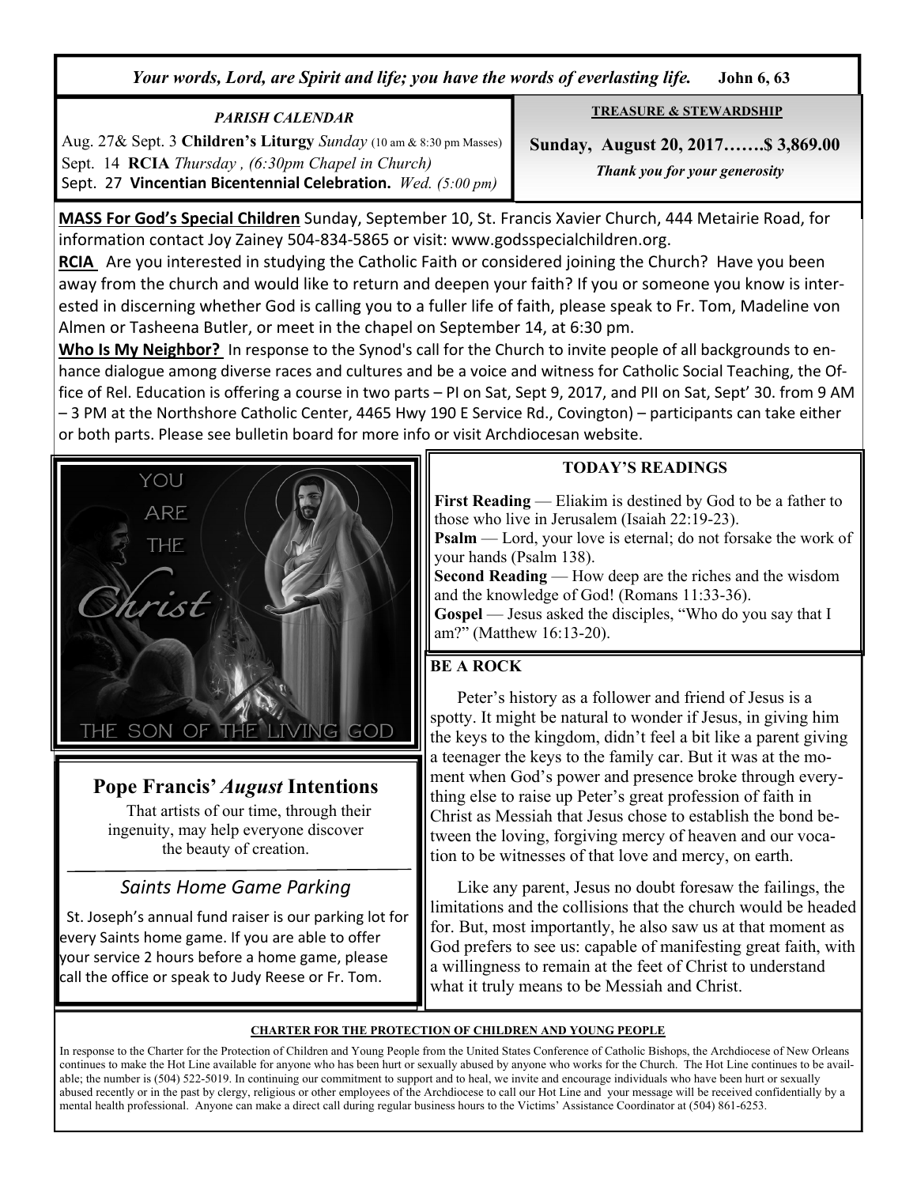*Your words, Lord, are Spirit and life; you have the words of everlasting life.* **John 6, 63**

### *PARISH CALENDAR*

Aug. 27& Sept. 3 **Children's Liturgy** *Sunday* (10 am & 8:30 pm Masses)
Sept. 14 **RCIA** *Thursday , (6:30pm Chapel in Church)*
Sept. 27 **Vincentian Bicentennial Celebration.** *Wed. (5:00 pm)*

### TREASURE & STEWARDSHIP

**Sunday, August 20, 2017…….$ 3,869.00**

***Thank you for your generosity***

**MASS For God's Special Children** Sunday, September 10, St. Francis Xavier Church, 444 Metairie Road, for information contact Joy Zainey 504-834-5865 or visit: www.godsspecialchildren.org.

**RCIA** Are you interested in studying the Catholic Faith or considered joining the Church? Have you been away from the church and would like to return and deepen your faith? If you or someone you know is interested in discerning whether God is calling you to a fuller life of faith, please speak to Fr. Tom, Madeline von Almen or Tasheena Butler, or meet in the chapel on September 14, at 6:30 pm.

**Who Is My Neighbor?** In response to the Synod's call for the Church to invite people of all backgrounds to enhance dialogue among diverse races and cultures and be a voice and witness for Catholic Social Teaching, the Office of Rel. Education is offering a course in two parts – PI on Sat, Sept 9, 2017, and PII on Sat, Sept' 30. from 9 AM – 3 PM at the Northshore Catholic Center, 4465 Hwy 190 E Service Rd., Covington) – participants can take either or both parts. Please see bulletin board for more info or visit Archdiocesan website.

### TODAY'S READINGS

**First Reading** — Eliakim is destined by God to be a father to those who live in Jerusalem (Isaiah 22:19-23).
**Psalm** — Lord, your love is eternal; do not forsake the work of your hands (Psalm 138).
**Second Reading** — How deep are the riches and the wisdom and the knowledge of God! (Romans 11:33-36).
**Gospel** — Jesus asked the disciples, "Who do you say that I am?" (Matthew 16:13-20).

### BE A ROCK

Peter's history as a follower and friend of Jesus is a spotty. It might be natural to wonder if Jesus, in giving him the keys to the kingdom, didn't feel a bit like a parent giving a teenager the keys to the family car. But it was at the moment when God's power and presence broke through everything else to raise up Peter's great profession of faith in Christ as Messiah that Jesus chose to establish the bond between the loving, forgiving mercy of heaven and our vocation to be witnesses of that love and mercy, on earth.

Like any parent, Jesus no doubt foresaw the failings, the limitations and the collisions that the church would be headed for. But, most importantly, he also saw us at that moment as God prefers to see us: capable of manifesting great faith, with a willingness to remain at the feet of Christ to understand what it truly means to be Messiah and Christ.

## Pope Francis' *August* Intentions

That artists of our time, through their ingenuity, may help everyone discover the beauty of creation.

### *Saints Home Game Parking*

St. Joseph's annual fund raiser is our parking lot for every Saints home game. If you are able to offer your service 2 hours before a home game, please call the office or speak to Judy Reese or Fr. Tom.

### CHARTER FOR THE PROTECTION OF CHILDREN AND YOUNG PEOPLE

In response to the Charter for the Protection of Children and Young People from the United States Conference of Catholic Bishops, the Archdiocese of New Orleans continues to make the Hot Line available for anyone who has been hurt or sexually abused by anyone who works for the Church. The Hot Line continues to be available; the number is (504) 522-5019. In continuing our commitment to support and to heal, we invite and encourage individuals who have been hurt or sexually abused recently or in the past by clergy, religious or other employees of the Archdiocese to call our Hot Line and your message will be received confidentially by a mental health professional. Anyone can make a direct call during regular business hours to the Victims' Assistance Coordinator at (504) 861-6253.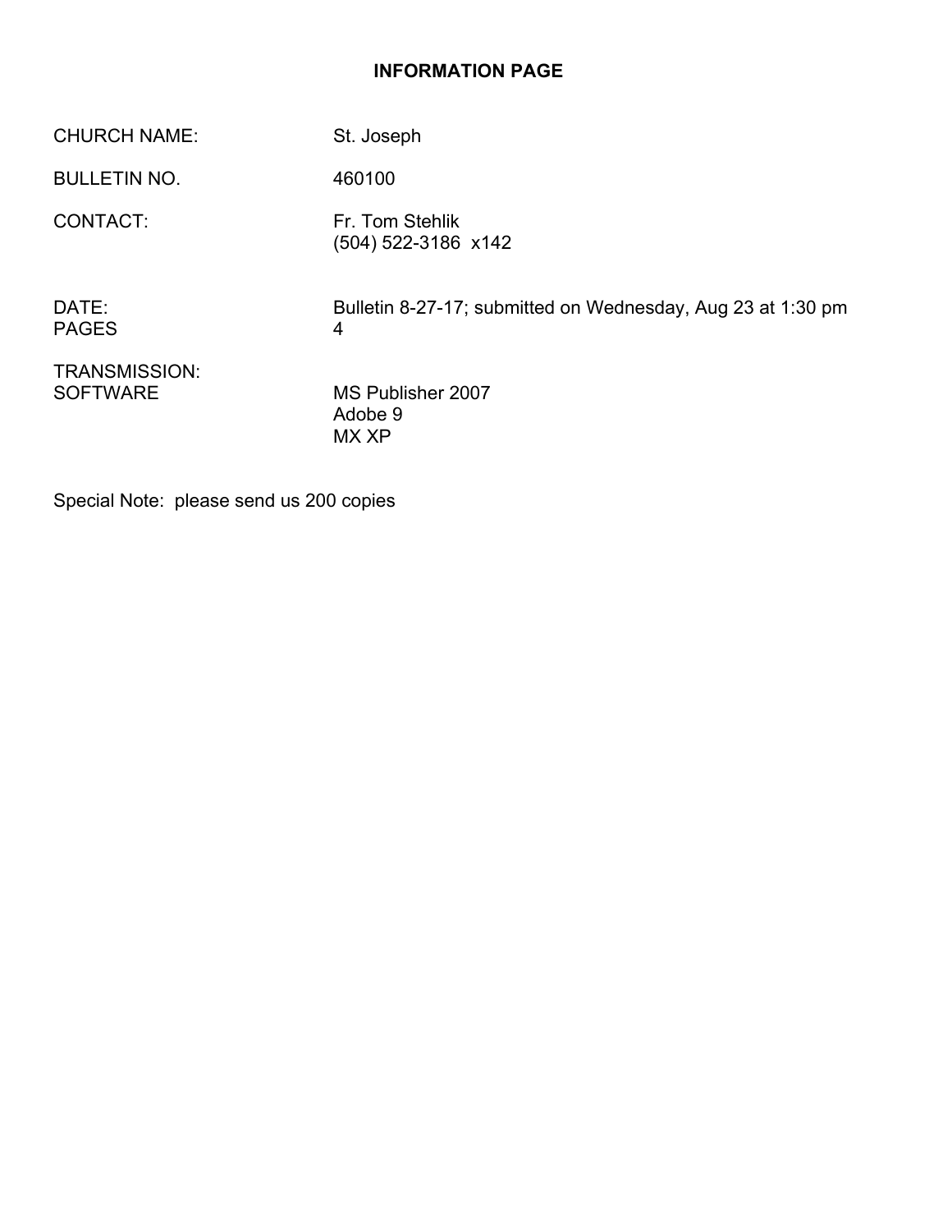# INFORMATION PAGE

| | |
|---|---|
| CHURCH NAME: | St. Joseph |
| BULLETIN NO. | 460100 |
| CONTACT: | Fr. Tom Stehlik<br>(504) 522-3186 x142 |
| DATE: | Bulletin 8-27-17; submitted on Wednesday, Aug 23 at 1:30 pm |
| PAGES | 4 |
| TRANSMISSION: | |
| SOFTWARE | MS Publisher 2007<br>Adobe 9<br>MX XP |

Special Note: please send us 200 copies